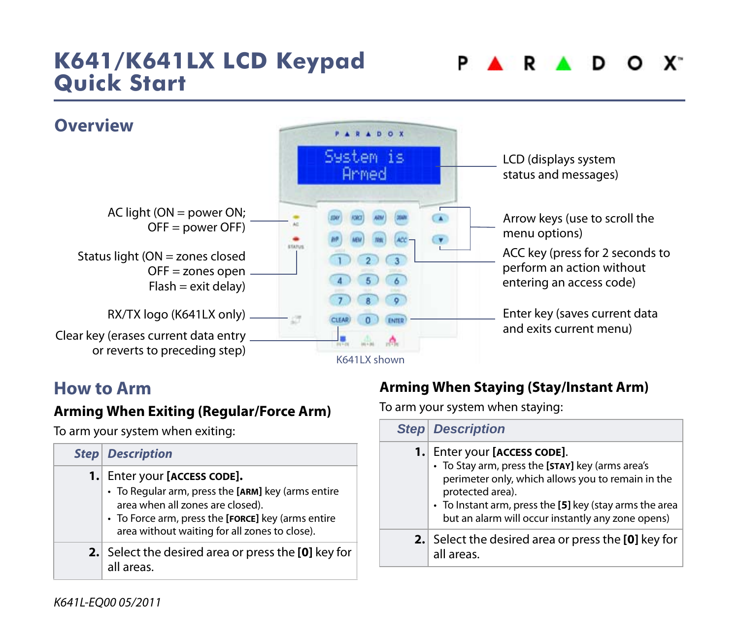# K641/K641LX LCD Keypad Quick Start

PARADOX

## Overview

AC light (ON = power ON; OFF = power OFF)

Status light (ON = zones closed OFF = zones open Flash = exit delay)

RX/TX logo (K641LX only)

Clear key (erases current data entry or reverts to preceding step)

LCD (displays system status and messages)

Arrow keys (use to scroll the menu options)

ACC key (press for 2 seconds to perform an action without entering an access code)

Enter key (saves current data and exits current menu)

K641LX shown

## How to Arm

### Arming When Exiting (Regular/Force Arm)

To arm your system when exiting:

| Step | Description |
|---|---|
| 1. | Enter your **[ACCESS CODE].**<br>• To Regular arm, press the **[ARM]** key (arms entire area when all zones are closed).<br>• To Force arm, press the **[FORCE]** key (arms entire area without waiting for all zones to close). |
| 2. | Select the desired area or press the **[0]** key for all areas. |

### Arming When Staying (Stay/Instant Arm)

To arm your system when staying:

| Step | Description |
|---|---|
| 1. | Enter your **[ACCESS CODE]**.<br>• To Stay arm, press the **[STAY]** key (arms area's perimeter only, which allows you to remain in the protected area).<br>• To Instant arm, press the **[5]** key (stay arms the area but an alarm will occur instantly any zone opens) |
| 2. | Select the desired area or press the **[0]** key for all areas. |

*K641L-EQ00 05/2011*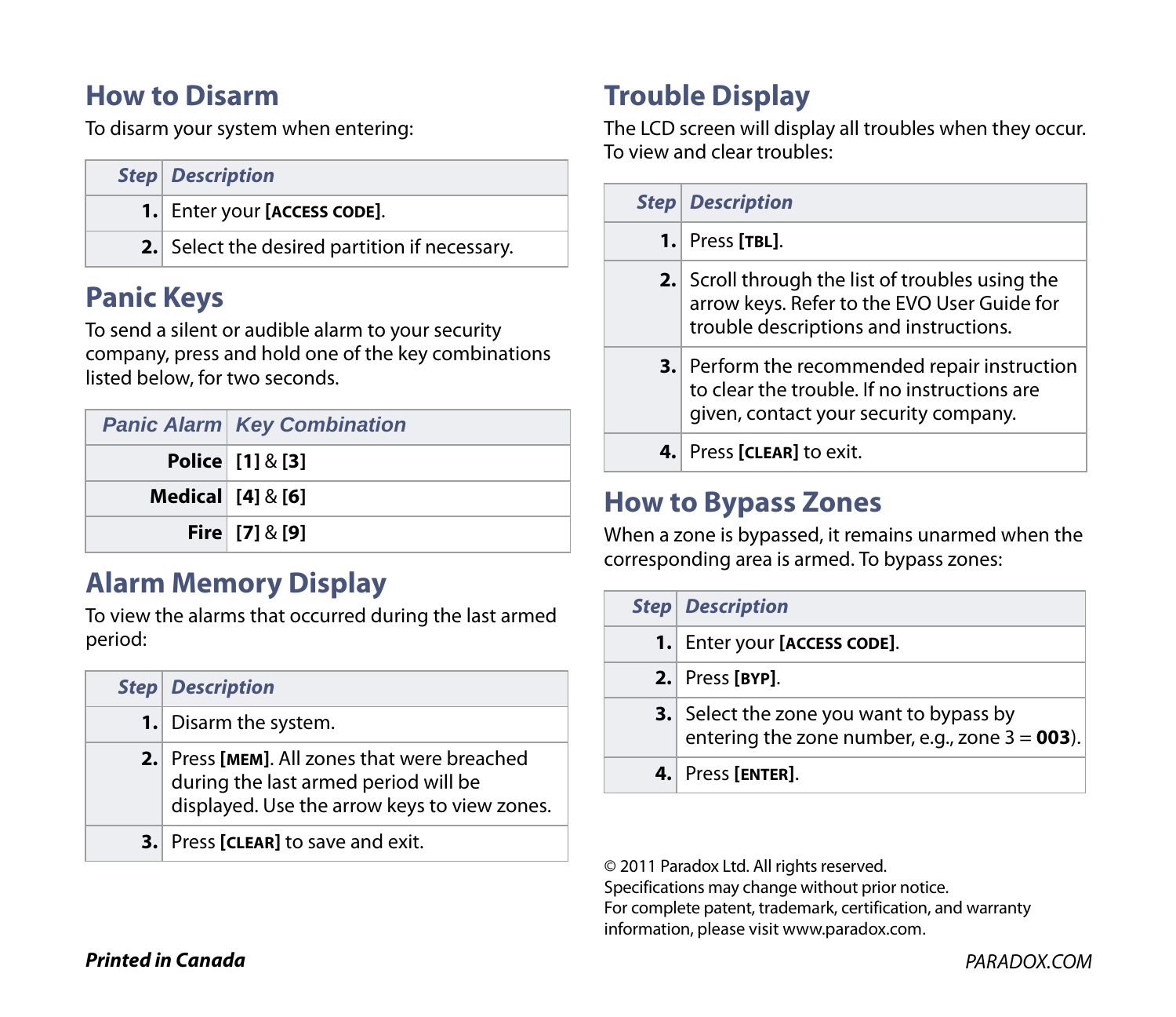## How to Disarm

To disarm your system when entering:

| *Step* | *Description* |
|---|---|
| **1.** | Enter your **[ACCESS CODE]**. |
| **2.** | Select the desired partition if necessary. |

## Panic Keys

To send a silent or audible alarm to your security company, press and hold one of the key combinations listed below, for two seconds.

| *Panic Alarm* | *Key Combination* |
|---|---|
| **Police** | **[1]** & **[3]** |
| **Medical** | **[4]** & **[6]** |
| **Fire** | **[7]** & **[9]** |

## Alarm Memory Display

To view the alarms that occurred during the last armed period:

| *Step* | *Description* |
|---|---|
| **1.** | Disarm the system. |
| **2.** | Press **[MEM]**. All zones that were breached during the last armed period will be displayed. Use the arrow keys to view zones. |
| **3.** | Press **[CLEAR]** to save and exit. |

## Trouble Display

The LCD screen will display all troubles when they occur. To view and clear troubles:

| *Step* | *Description* |
|---|---|
| **1.** | Press **[TBL]**. |
| **2.** | Scroll through the list of troubles using the arrow keys. Refer to the EVO User Guide for trouble descriptions and instructions. |
| **3.** | Perform the recommended repair instruction to clear the trouble. If no instructions are given, contact your security company. |
| **4.** | Press **[CLEAR]** to exit. |

## How to Bypass Zones

When a zone is bypassed, it remains unarmed when the corresponding area is armed. To bypass zones:

| *Step* | *Description* |
|---|---|
| **1.** | Enter your **[ACCESS CODE]**. |
| **2.** | Press **[BYP]**. |
| **3.** | Select the zone you want to bypass by entering the zone number, e.g., zone 3 = **003**). |
| **4.** | Press **[ENTER]**. |

© 2011 Paradox Ltd. All rights reserved.
Specifications may change without prior notice.
For complete patent, trademark, certification, and warranty information, please visit www.paradox.com.

***Printed in Canada***

*PARADOX.COM*